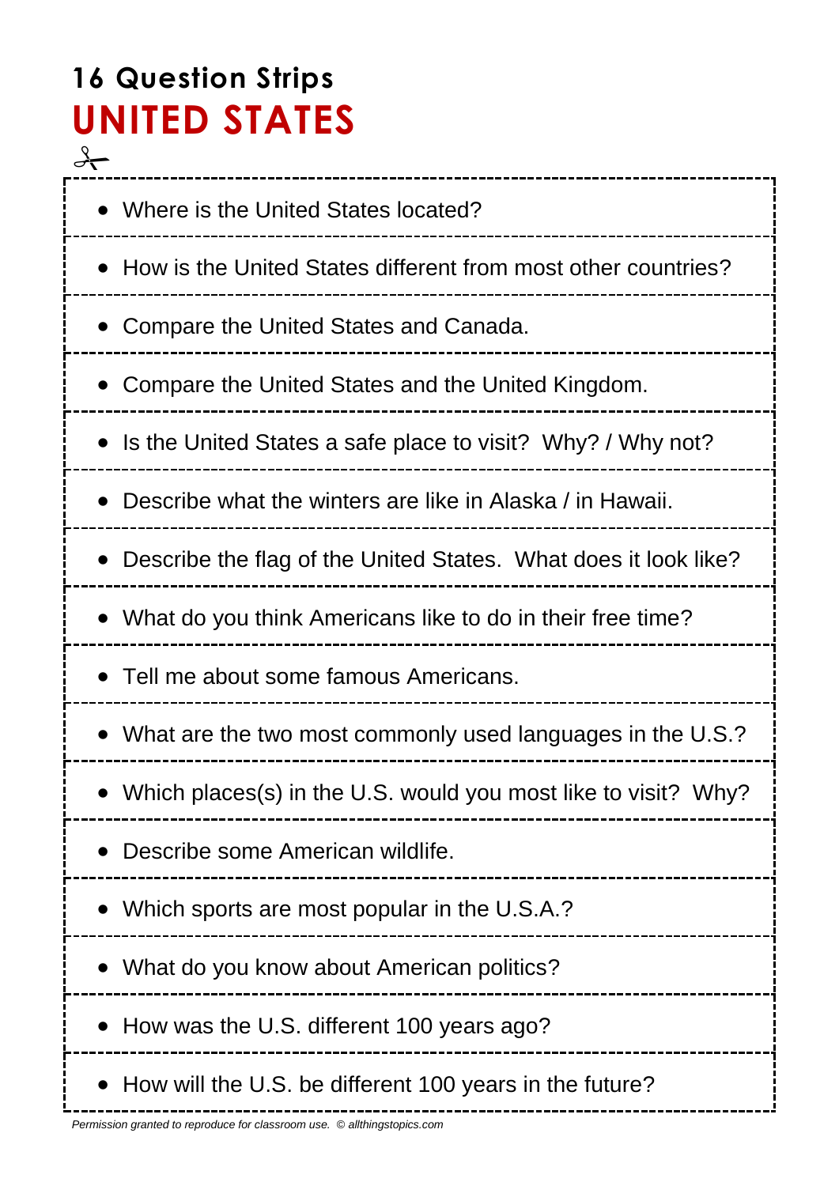# 16 Question Strips
## UNITED STATES

- Where is the United States located?
- How is the United States different from most other countries?
- Compare the United States and Canada.
- Compare the United States and the United Kingdom.
- Is the United States a safe place to visit?  Why? / Why not?
- Describe what the winters are like in Alaska / in Hawaii.
- Describe the flag of the United States.  What does it look like?
- What do you think Americans like to do in their free time?
- Tell me about some famous Americans.
- What are the two most commonly used languages in the U.S.?
- Which places(s) in the U.S. would you most like to visit?  Why?
- Describe some American wildlife.
- Which sports are most popular in the U.S.A.?
- What do you know about American politics?
- How was the U.S. different 100 years ago?
- How will the U.S. be different 100 years in the future?

*Permission granted to reproduce for classroom use.  © allthingstopics.com*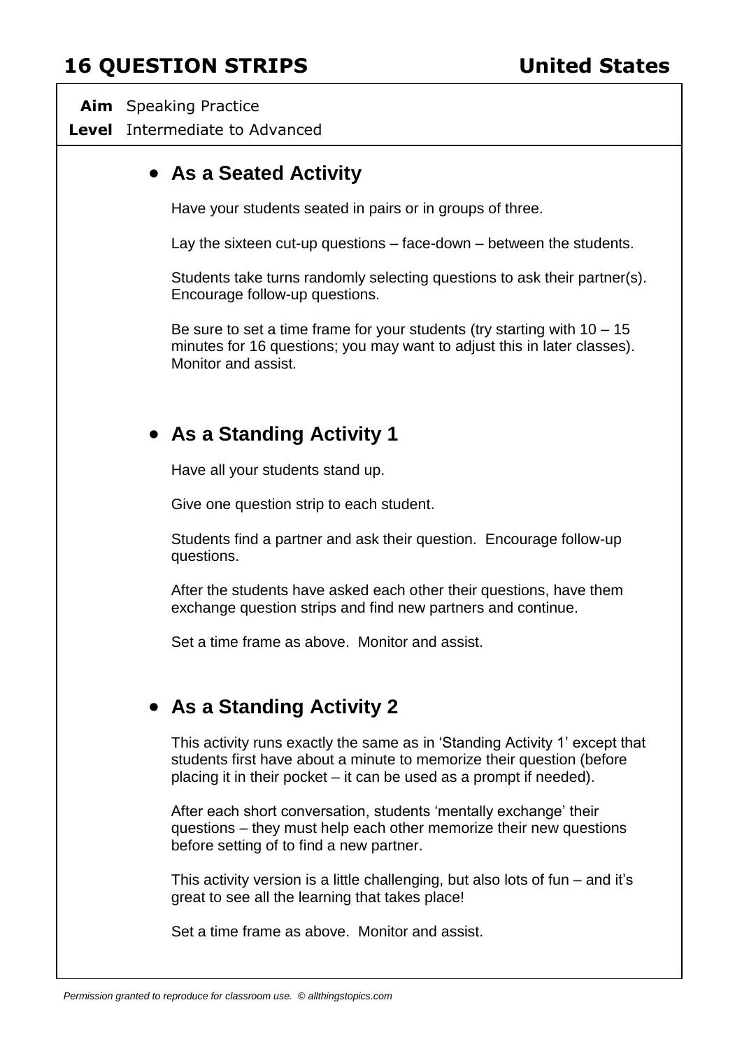# 16 QUESTION STRIPS

**United States**

**Aim** Speaking Practice
**Level** Intermediate to Advanced

## As a Seated Activity

Have your students seated in pairs or in groups of three.

Lay the sixteen cut-up questions – face-down – between the students.

Students take turns randomly selecting questions to ask their partner(s). Encourage follow-up questions.

Be sure to set a time frame for your students (try starting with 10 – 15 minutes for 16 questions; you may want to adjust this in later classes). Monitor and assist.

## As a Standing Activity 1

Have all your students stand up.

Give one question strip to each student.

Students find a partner and ask their question. Encourage follow-up questions.

After the students have asked each other their questions, have them exchange question strips and find new partners and continue.

Set a time frame as above. Monitor and assist.

## As a Standing Activity 2

This activity runs exactly the same as in 'Standing Activity 1' except that students first have about a minute to memorize their question (before placing it in their pocket – it can be used as a prompt if needed).

After each short conversation, students 'mentally exchange' their questions – they must help each other memorize their new questions before setting of to find a new partner.

This activity version is a little challenging, but also lots of fun – and it's great to see all the learning that takes place!

Set a time frame as above. Monitor and assist.

*Permission granted to reproduce for classroom use. © allthingstopics.com*